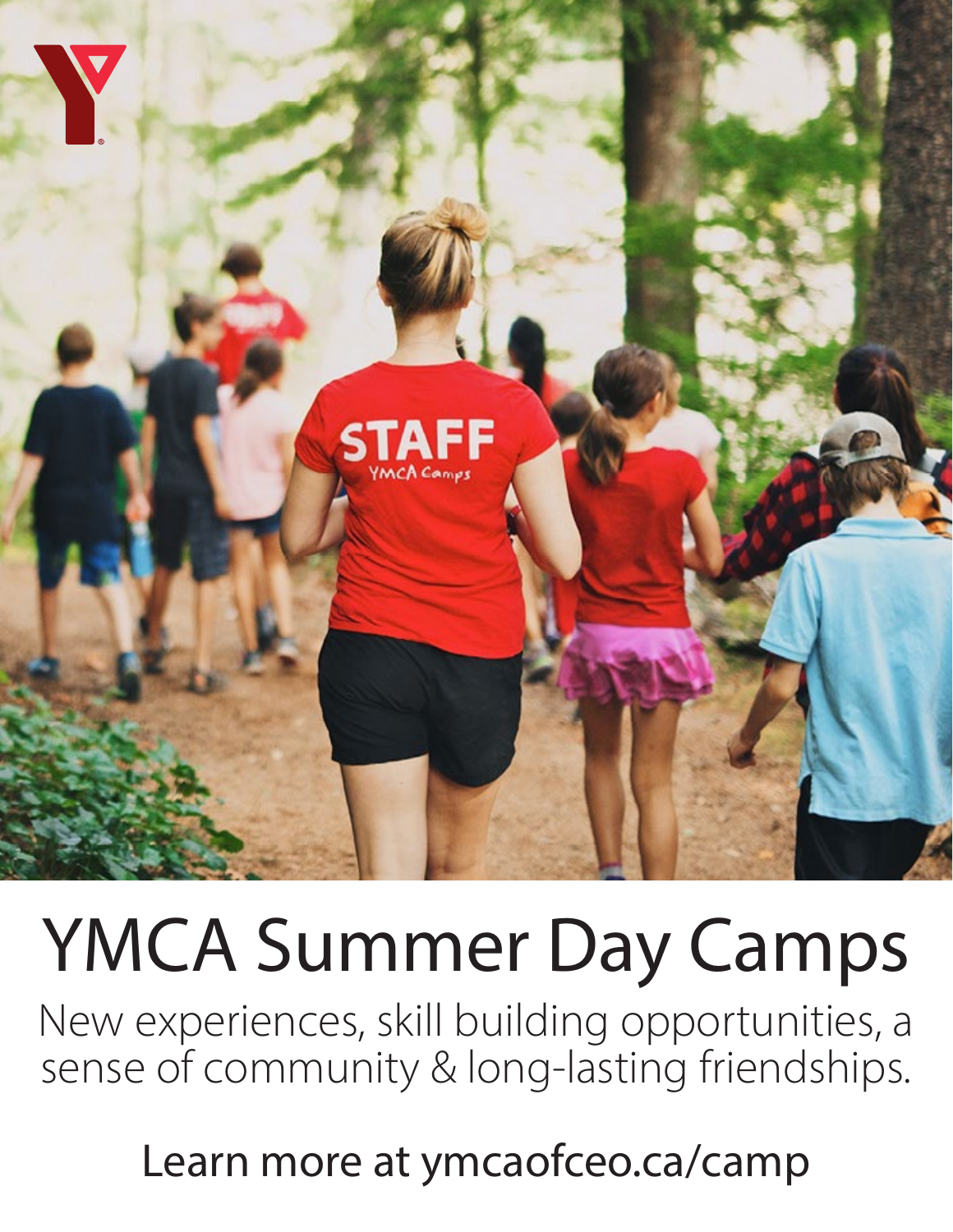# YMCA Summer Day Camps

New experiences, skill building opportunities, a sense of community & long-lasting friendships.

Learn more at ymcaofceo.ca/camp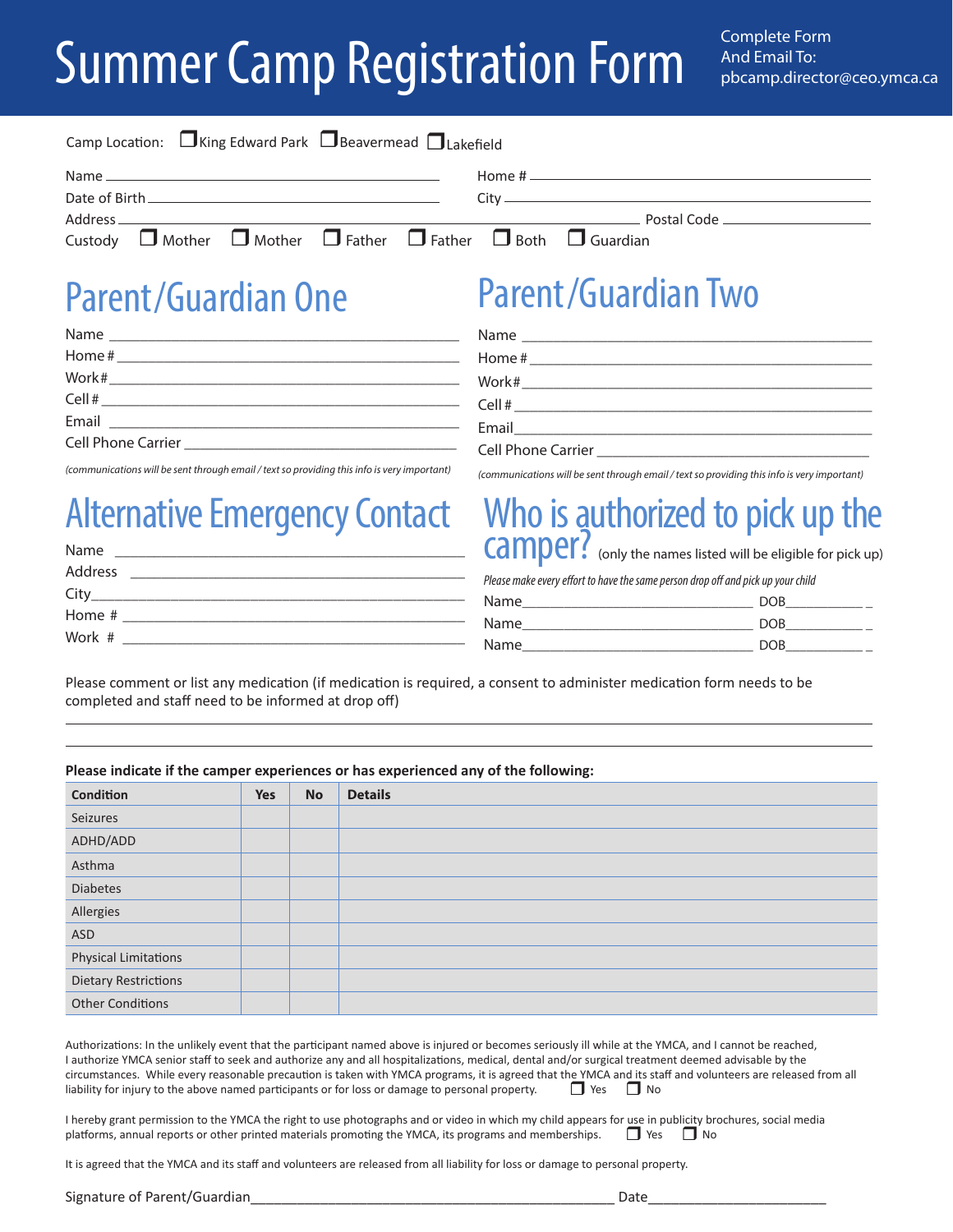# Summer Camp Registration Form

Complete Form And Email To: pbcamp.director@ceo.ymca.ca

Camp Location: ☐ King Edward Park ☐ Beavermead ☐ Lakefield

Name ____________________ Home # ____________________

Date of Birth ____________________ City ____________________

Address ____________________ Postal Code ____________________

Custody ☐ Mother ☐ Mother ☐ Father ☐ Father ☐ Both ☐ Guardian

## Parent/Guardian One

Name ____________________

Home # ____________________

Work# ____________________

Cell # ____________________

Email ____________________

Cell Phone Carrier ____________________

*(communications will be sent through email / text so providing this info is very important)*

## Parent/Guardian Two

Name ____________________

Home # ____________________

Work# ____________________

Cell # ____________________

Email ____________________

Cell Phone Carrier ____________________

*(communications will be sent through email / text so providing this info is very important)*

## Alternative Emergency Contact

Name ____________________

Address ____________________

City ____________________

Home # ____________________

Work # ____________________

## Who is authorized to pick up the camper? (only the names listed will be eligible for pick up)

*Please make every effort to have the same person drop off and pick up your child*

Name ____________________ DOB __________

Name ____________________ DOB __________

Name ____________________ DOB __________

Please comment or list any medication (if medication is required, a consent to administer medication form needs to be completed and staff need to be informed at drop off)

____________________

____________________

**Please indicate if the camper experiences or has experienced any of the following:**

| Condition | Yes | No | Details |
|---|---|---|---|
| Seizures | | | |
| ADHD/ADD | | | |
| Asthma | | | |
| Diabetes | | | |
| Allergies | | | |
| ASD | | | |
| Physical Limitations | | | |
| Dietary Restrictions | | | |
| Other Conditions | | | |

Authorizations: In the unlikely event that the participant named above is injured or becomes seriously ill while at the YMCA, and I cannot be reached, I authorize YMCA senior staff to seek and authorize any and all hospitalizations, medical, dental and/or surgical treatment deemed advisable by the circumstances. While every reasonable precaution is taken with YMCA programs, it is agreed that the YMCA and its staff and volunteers are released from all liability for injury to the above named participants or for loss or damage to personal property. ☐ Yes ☐ No

I hereby grant permission to the YMCA the right to use photographs and or video in which my child appears for use in publicity brochures, social media platforms, annual reports or other printed materials promoting the YMCA, its programs and memberships. ☐ Yes ☐ No

It is agreed that the YMCA and its staff and volunteers are released from all liability for loss or damage to personal property.

Signature of Parent/Guardian ____________________ Date ____________________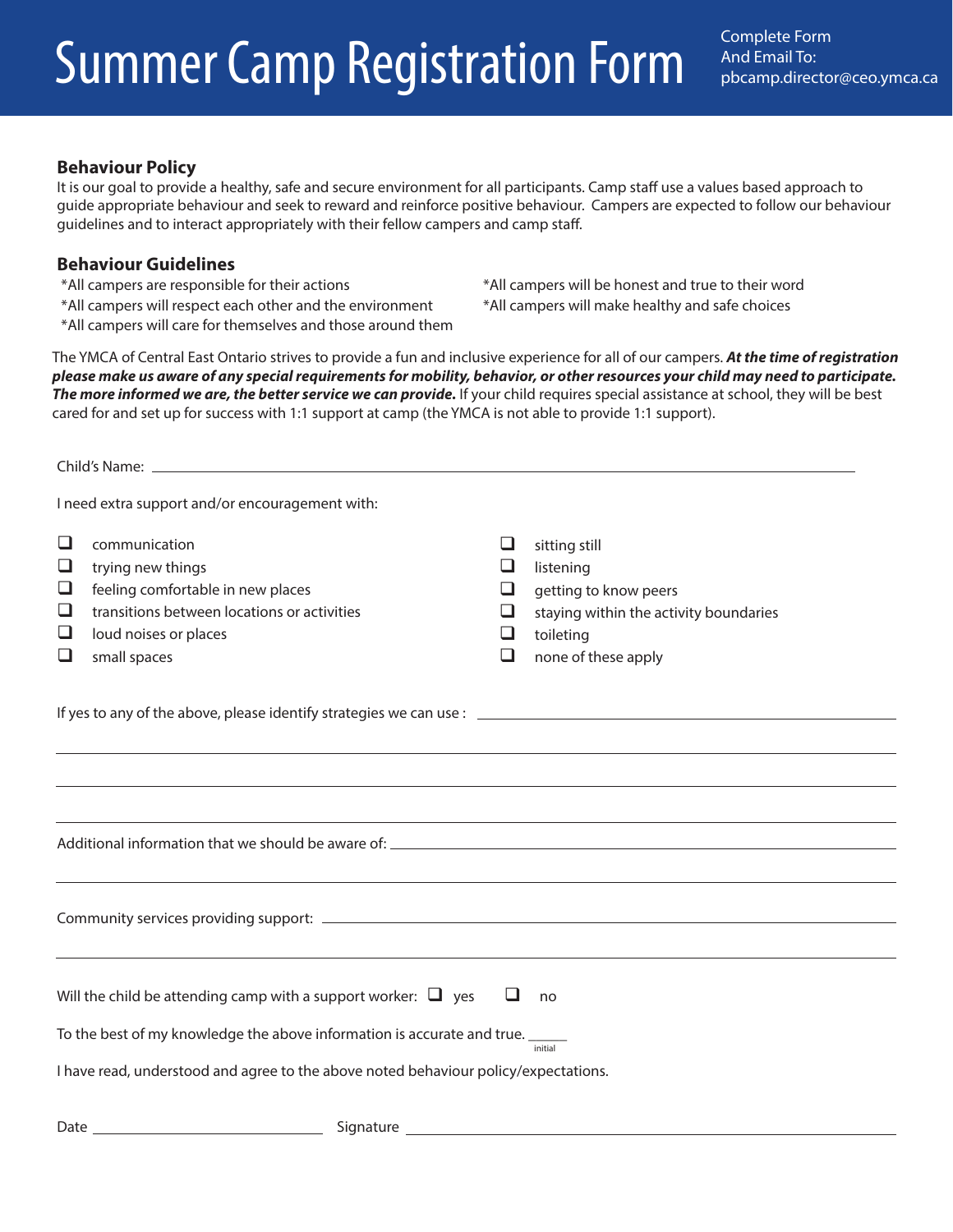# Summer Camp Registration Form

Complete Form And Email To: pbcamp.director@ceo.ymca.ca

## Behaviour Policy

It is our goal to provide a healthy, safe and secure environment for all participants. Camp staff use a values based approach to guide appropriate behaviour and seek to reward and reinforce positive behaviour. Campers are expected to follow our behaviour guidelines and to interact appropriately with their fellow campers and camp staff.

## Behaviour Guidelines

*All campers are responsible for their actions
*All campers will respect each other and the environment
*All campers will care for themselves and those around them
*All campers will be honest and true to their word
*All campers will make healthy and safe choices

The YMCA of Central East Ontario strives to provide a fun and inclusive experience for all of our campers. ***At the time of registration please make us aware of any special requirements for mobility, behavior, or other resources your child may need to participate. The more informed we are, the better service we can provide.*** If your child requires special assistance at school, they will be best cared for and set up for success with 1:1 support at camp (the YMCA is not able to provide 1:1 support).

Child's Name: ______________________________________________

I need extra support and/or encouragement with:

- ☐ communication
- ☐ trying new things
- ☐ feeling comfortable in new places
- ☐ transitions between locations or activities
- ☐ loud noises or places
- ☐ small spaces
- ☐ sitting still
- ☐ listening
- ☐ getting to know peers
- ☐ staying within the activity boundaries
- ☐ toileting
- ☐ none of these apply

If yes to any of the above, please identify strategies we can use : ______________________________________________

______________________________________________

______________________________________________

______________________________________________

Additional information that we should be aware of: ______________________________________________

______________________________________________

Community services providing support: ______________________________________________

______________________________________________

Will the child be attending camp with a support worker: ☐ yes ☐ no

To the best of my knowledge the above information is accurate and true. _____ (initial)

I have read, understood and agree to the above noted behaviour policy/expectations.

Date ____________________ Signature ______________________________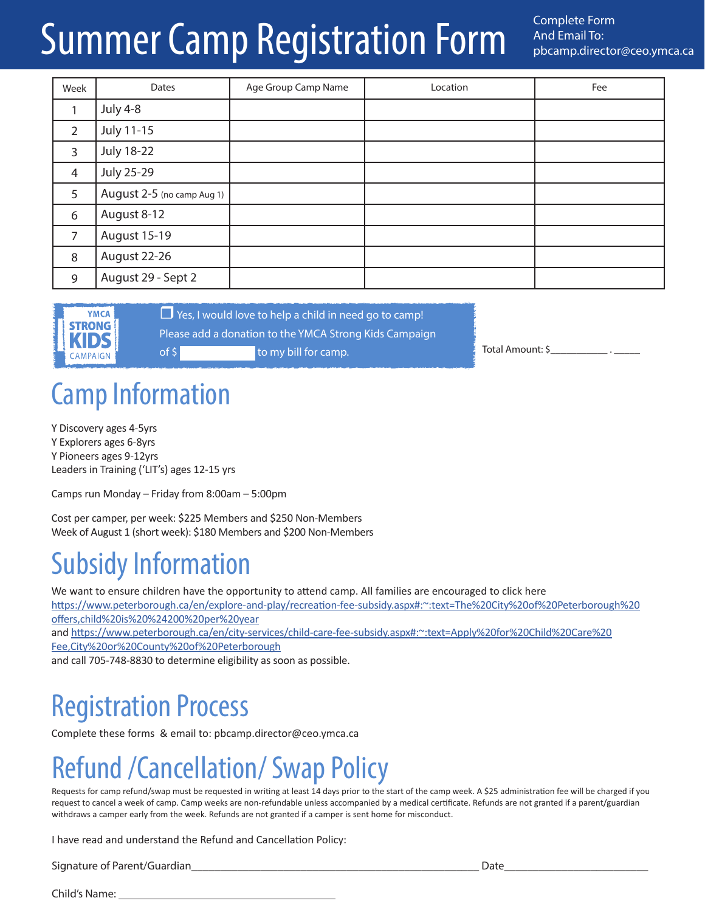# Summer Camp Registration Form

Complete Form
And Email To:
pbcamp.director@ceo.ymca.ca

| Week | Dates | Age Group Camp Name | Location | Fee |
|---|---|---|---|---|
| 1 | July 4-8 | | | |
| 2 | July 11-15 | | | |
| 3 | July 18-22 | | | |
| 4 | July 25-29 | | | |
| 5 | August 2-5 (no camp Aug 1) | | | |
| 6 | August 8-12 | | | |
| 7 | August 15-19 | | | |
| 8 | August 22-26 | | | |
| 9 | August 29 - Sept 2 | | | |

YMCA STRONG KIDS CAMPAIGN

❒ Yes, I would love to help a child in need go to camp! Please add a donation to the YMCA Strong Kids Campaign of $ __________ to my bill for camp.

Total Amount: $__________ . _____

## Camp Information

Y Discovery ages 4-5yrs
Y Explorers ages 6-8yrs
Y Pioneers ages 9-12yrs
Leaders in Training ('LIT's) ages 12-15 yrs

Camps run Monday – Friday from 8:00am – 5:00pm

Cost per camper, per week: $225 Members and $250 Non-Members
Week of August 1 (short week): $180 Members and $200 Non-Members

## Subsidy Information

We want to ensure children have the opportunity to attend camp. All families are encouraged to click here https://www.peterborough.ca/en/explore-and-play/recreation-fee-subsidy.aspx#:~:text=The%20City%20of%20Peterborough%20offers,child%20is%20%24200%20per%20year
and https://www.peterborough.ca/en/city-services/child-care-fee-subsidy.aspx#:~:text=Apply%20for%20Child%20Care%20Fee,City%20or%20County%20of%20Peterborough
and call 705-748-8830 to determine eligibility as soon as possible.

## Registration Process

Complete these forms & email to: pbcamp.director@ceo.ymca.ca

## Refund /Cancellation/ Swap Policy

Requests for camp refund/swap must be requested in writing at least 14 days prior to the start of the camp week. A $25 administration fee will be charged if you request to cancel a week of camp. Camp weeks are non-refundable unless accompanied by a medical certificate. Refunds are not granted if a parent/guardian withdraws a camper early from the week. Refunds are not granted if a camper is sent home for misconduct.

I have read and understand the Refund and Cancellation Policy:

Signature of Parent/Guardian________________________________________ Date____________________

Child's Name: ______________________________